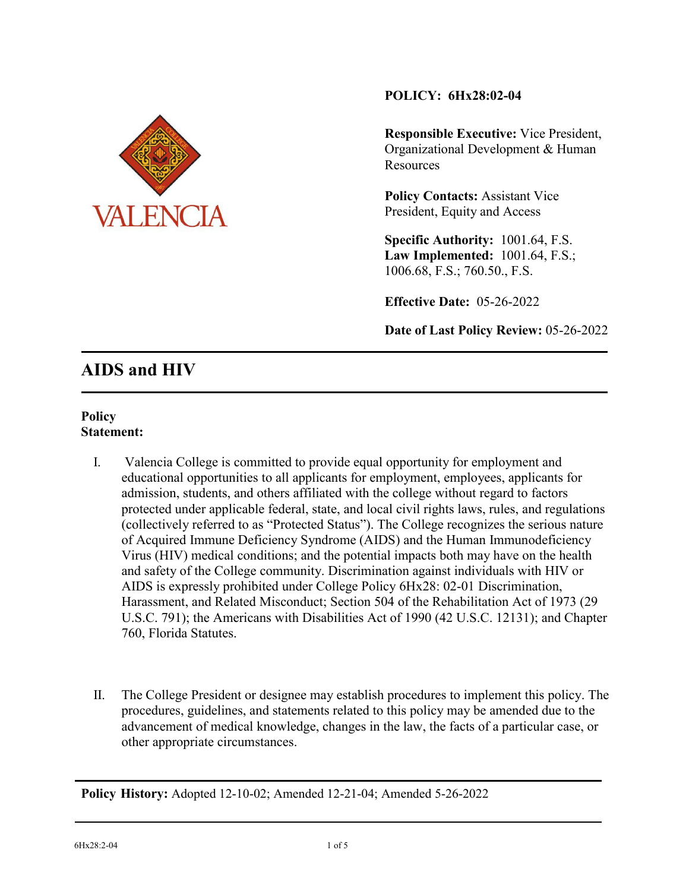VALENCIA

**POLICY: 6Hx28:02-04**

**Responsible Executive:** Vice President, Organizational Development & Human Resources

**Policy Contacts:** Assistant Vice President, Equity and Access

**Specific Authority:** 1001.64, F.S.
**Law Implemented:** 1001.64, F.S.; 1006.68, F.S.; 760.50., F.S.

**Effective Date:** 05-26-2022

**Date of Last Policy Review:** 05-26-2022

---

# AIDS and HIV

---

**Policy Statement:**

I. Valencia College is committed to provide equal opportunity for employment and educational opportunities to all applicants for employment, employees, applicants for admission, students, and others affiliated with the college without regard to factors protected under applicable federal, state, and local civil rights laws, rules, and regulations (collectively referred to as "Protected Status"). The College recognizes the serious nature of Acquired Immune Deficiency Syndrome (AIDS) and the Human Immunodeficiency Virus (HIV) medical conditions; and the potential impacts both may have on the health and safety of the College community. Discrimination against individuals with HIV or AIDS is expressly prohibited under College Policy 6Hx28: 02-01 Discrimination, Harassment, and Related Misconduct; Section 504 of the Rehabilitation Act of 1973 (29 U.S.C. 791); the Americans with Disabilities Act of 1990 (42 U.S.C. 12131); and Chapter 760, Florida Statutes.

II. The College President or designee may establish procedures to implement this policy. The procedures, guidelines, and statements related to this policy may be amended due to the advancement of medical knowledge, changes in the law, the facts of a particular case, or other appropriate circumstances.

---

**Policy History:** Adopted 12-10-02; Amended 12-21-04; Amended 5-26-2022

---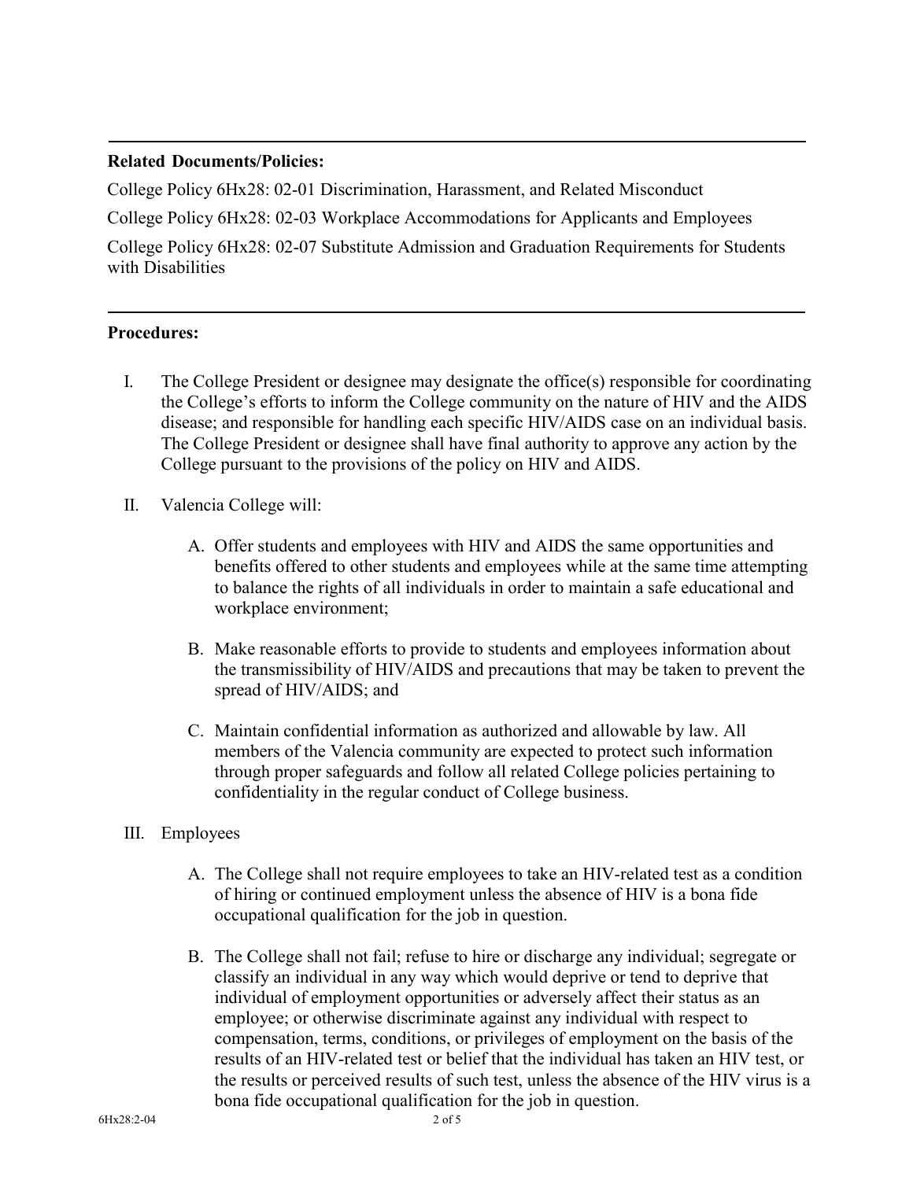**Related Documents/Policies:**

College Policy 6Hx28: 02-01 Discrimination, Harassment, and Related Misconduct

College Policy 6Hx28: 02-03 Workplace Accommodations for Applicants and Employees

College Policy 6Hx28: 02-07 Substitute Admission and Graduation Requirements for Students with Disabilities

**Procedures:**

I. The College President or designee may designate the office(s) responsible for coordinating the College's efforts to inform the College community on the nature of HIV and the AIDS disease; and responsible for handling each specific HIV/AIDS case on an individual basis. The College President or designee shall have final authority to approve any action by the College pursuant to the provisions of the policy on HIV and AIDS.

II. Valencia College will:

   A. Offer students and employees with HIV and AIDS the same opportunities and benefits offered to other students and employees while at the same time attempting to balance the rights of all individuals in order to maintain a safe educational and workplace environment;

   B. Make reasonable efforts to provide to students and employees information about the transmissibility of HIV/AIDS and precautions that may be taken to prevent the spread of HIV/AIDS; and

   C. Maintain confidential information as authorized and allowable by law. All members of the Valencia community are expected to protect such information through proper safeguards and follow all related College policies pertaining to confidentiality in the regular conduct of College business.

III. Employees

   A. The College shall not require employees to take an HIV-related test as a condition of hiring or continued employment unless the absence of HIV is a bona fide occupational qualification for the job in question.

   B. The College shall not fail; refuse to hire or discharge any individual; segregate or classify an individual in any way which would deprive or tend to deprive that individual of employment opportunities or adversely affect their status as an employee; or otherwise discriminate against any individual with respect to compensation, terms, conditions, or privileges of employment on the basis of the results of an HIV-related test or belief that the individual has taken an HIV test, or the results or perceived results of such test, unless the absence of the HIV virus is a bona fide occupational qualification for the job in question.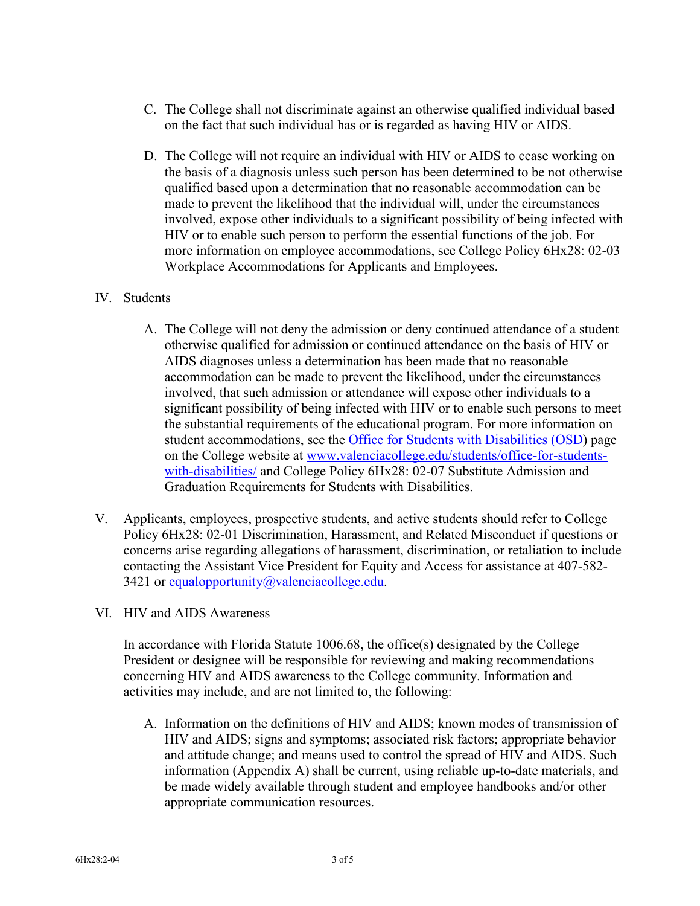C. The College shall not discriminate against an otherwise qualified individual based on the fact that such individual has or is regarded as having HIV or AIDS.

D. The College will not require an individual with HIV or AIDS to cease working on the basis of a diagnosis unless such person has been determined to be not otherwise qualified based upon a determination that no reasonable accommodation can be made to prevent the likelihood that the individual will, under the circumstances involved, expose other individuals to a significant possibility of being infected with HIV or to enable such person to perform the essential functions of the job. For more information on employee accommodations, see College Policy 6Hx28: 02-03 Workplace Accommodations for Applicants and Employees.

IV. Students

A. The College will not deny the admission or deny continued attendance of a student otherwise qualified for admission or continued attendance on the basis of HIV or AIDS diagnoses unless a determination has been made that no reasonable accommodation can be made to prevent the likelihood, under the circumstances involved, that such admission or attendance will expose other individuals to a significant possibility of being infected with HIV or to enable such persons to meet the substantial requirements of the educational program. For more information on student accommodations, see the [Office for Students with Disabilities (OSD)](www.valenciacollege.edu/students/office-for-students-with-disabilities/) page on the College website at [www.valenciacollege.edu/students/office-for-students-with-disabilities/](www.valenciacollege.edu/students/office-for-students-with-disabilities/) and College Policy 6Hx28: 02-07 Substitute Admission and Graduation Requirements for Students with Disabilities.

V. Applicants, employees, prospective students, and active students should refer to College Policy 6Hx28: 02-01 Discrimination, Harassment, and Related Misconduct if questions or concerns arise regarding allegations of harassment, discrimination, or retaliation to include contacting the Assistant Vice President for Equity and Access for assistance at 407-582-3421 or [equalopportunity@valenciacollege.edu](mailto:equalopportunity@valenciacollege.edu).

VI. HIV and AIDS Awareness

In accordance with Florida Statute 1006.68, the office(s) designated by the College President or designee will be responsible for reviewing and making recommendations concerning HIV and AIDS awareness to the College community. Information and activities may include, and are not limited to, the following:

A. Information on the definitions of HIV and AIDS; known modes of transmission of HIV and AIDS; signs and symptoms; associated risk factors; appropriate behavior and attitude change; and means used to control the spread of HIV and AIDS. Such information (Appendix A) shall be current, using reliable up-to-date materials, and be made widely available through student and employee handbooks and/or other appropriate communication resources.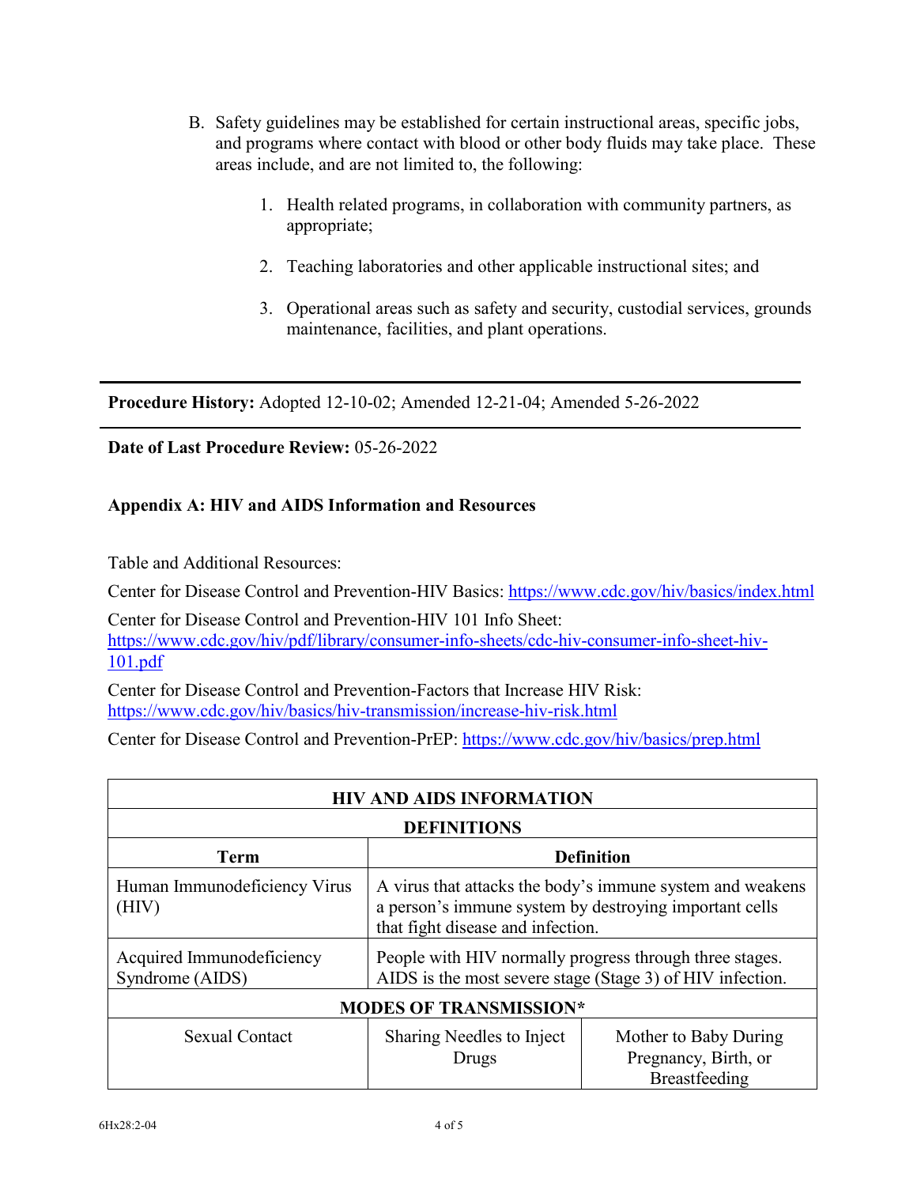B. Safety guidelines may be established for certain instructional areas, specific jobs, and programs where contact with blood or other body fluids may take place. These areas include, and are not limited to, the following:

   1. Health related programs, in collaboration with community partners, as appropriate;

   2. Teaching laboratories and other applicable instructional sites; and

   3. Operational areas such as safety and security, custodial services, grounds maintenance, facilities, and plant operations.

---

**Procedure History:** Adopted 12-10-02; Amended 12-21-04; Amended 5-26-2022

---

**Date of Last Procedure Review:** 05-26-2022

**Appendix A: HIV and AIDS Information and Resources**

Table and Additional Resources:

Center for Disease Control and Prevention-HIV Basics: https://www.cdc.gov/hiv/basics/index.html

Center for Disease Control and Prevention-HIV 101 Info Sheet: https://www.cdc.gov/hiv/pdf/library/consumer-info-sheets/cdc-hiv-consumer-info-sheet-hiv-101.pdf

Center for Disease Control and Prevention-Factors that Increase HIV Risk: https://www.cdc.gov/hiv/basics/hiv-transmission/increase-hiv-risk.html

Center for Disease Control and Prevention-PrEP: https://www.cdc.gov/hiv/basics/prep.html

| HIV AND AIDS INFORMATION | | |
|---|---|---|
| **DEFINITIONS** | | |
| **Term** | **Definition** | |
| Human Immunodeficiency Virus (HIV) | A virus that attacks the body's immune system and weakens a person's immune system by destroying important cells that fight disease and infection. | |
| Acquired Immunodeficiency Syndrome (AIDS) | People with HIV normally progress through three stages. AIDS is the most severe stage (Stage 3) of HIV infection. | |
| **MODES OF TRANSMISSION*** | | |
| Sexual Contact | Sharing Needles to Inject Drugs | Mother to Baby During Pregnancy, Birth, or Breastfeeding |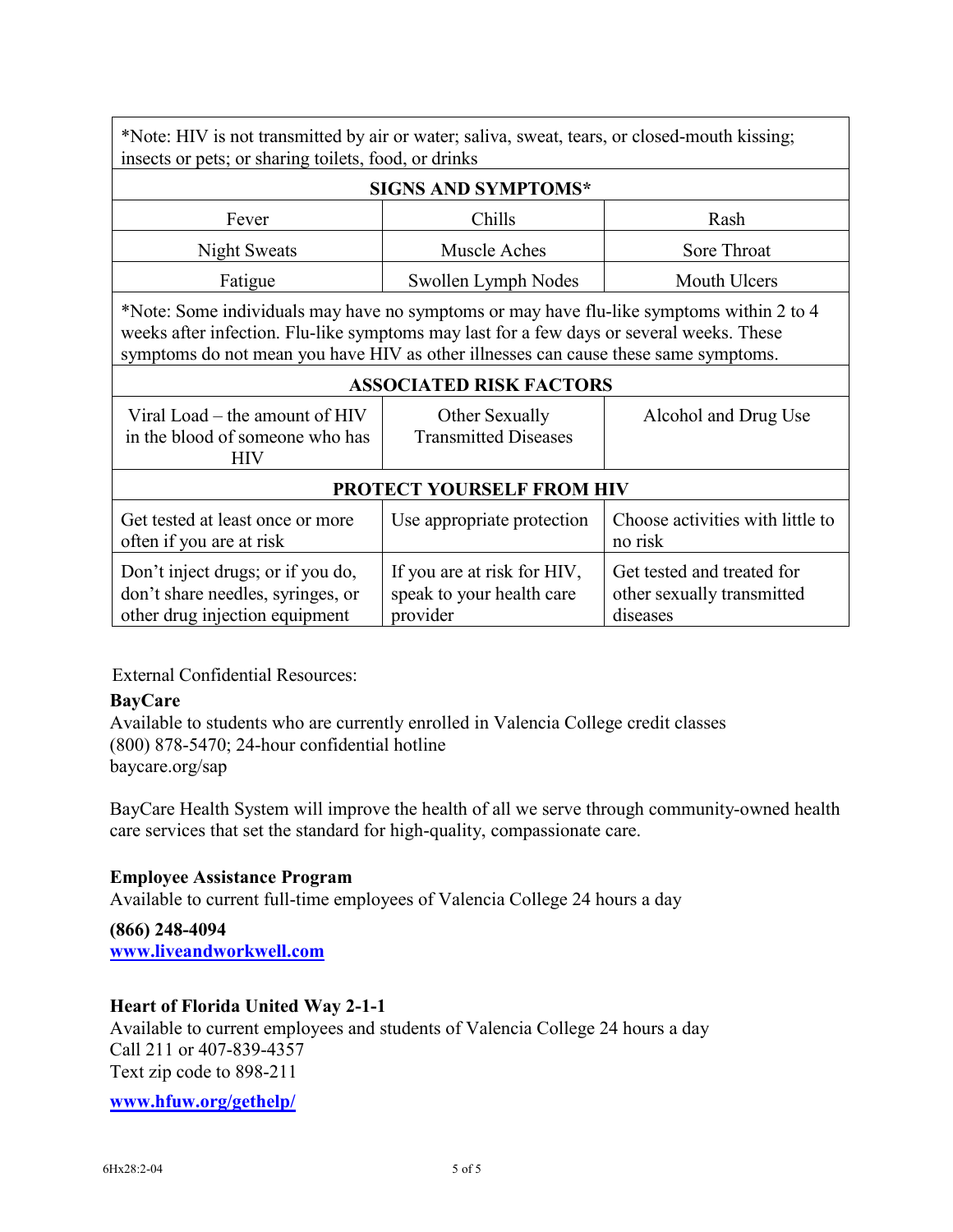| | | |
|---|---|---|
| *Note: HIV is not transmitted by air or water; saliva, sweat, tears, or closed-mouth kissing; insects or pets; or sharing toilets, food, or drinks | | |
| **SIGNS AND SYMPTOMS*** | | |
| Fever | Chills | Rash |
| Night Sweats | Muscle Aches | Sore Throat |
| Fatigue | Swollen Lymph Nodes | Mouth Ulcers |
| *Note: Some individuals may have no symptoms or may have flu-like symptoms within 2 to 4 weeks after infection. Flu-like symptoms may last for a few days or several weeks. These symptoms do not mean you have HIV as other illnesses can cause these same symptoms. | | |
| **ASSOCIATED RISK FACTORS** | | |
| Viral Load – the amount of HIV in the blood of someone who has HIV | Other Sexually Transmitted Diseases | Alcohol and Drug Use |
| **PROTECT YOURSELF FROM HIV** | | |
| Get tested at least once or more often if you are at risk | Use appropriate protection | Choose activities with little to no risk |
| Don't inject drugs; or if you do, don't share needles, syringes, or other drug injection equipment | If you are at risk for HIV, speak to your health care provider | Get tested and treated for other sexually transmitted diseases |

External Confidential Resources:

**BayCare**
Available to students who are currently enrolled in Valencia College credit classes
(800) 878-5470; 24-hour confidential hotline
baycare.org/sap

BayCare Health System will improve the health of all we serve through community-owned health care services that set the standard for high-quality, compassionate care.

**Employee Assistance Program**
Available to current full-time employees of Valencia College 24 hours a day

**(866) 248-4094**
**www.liveandworkwell.com**

**Heart of Florida United Way 2-1-1**
Available to current employees and students of Valencia College 24 hours a day
Call 211 or 407-839-4357
Text zip code to 898-211

**www.hfuw.org/gethelp/**

6Hx28:2-04